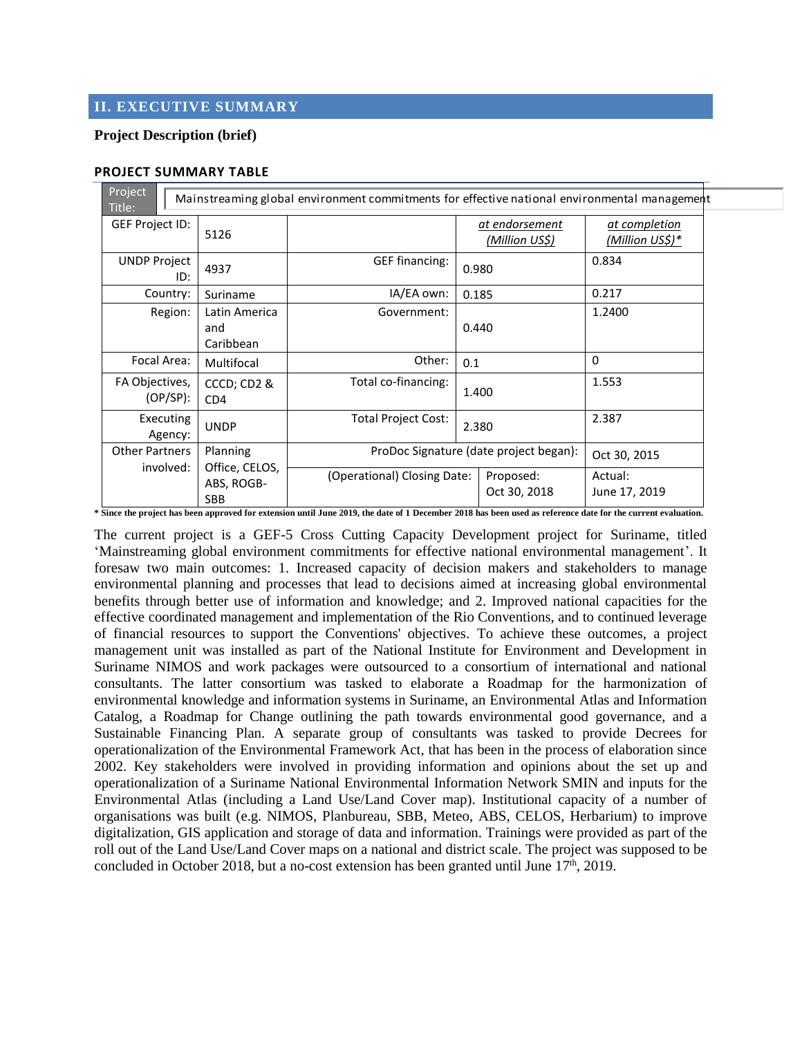## II. EXECUTIVE SUMMARY

### Project Description (brief)

#### PROJECT SUMMARY TABLE

| Project Title: | Mainstreaming global environment commitments for effective national environmental management | | | |
|---|---|---|---|---|
| GEF Project ID: | 5126 | | *at endorsement (Million US$)* | *at completion (Million US$)\** |
| UNDP Project ID: | 4937 | GEF financing: | 0.980 | 0.834 |
| Country: | Suriname | IA/EA own: | 0.185 | 0.217 |
| Region: | Latin America and Caribbean | Government: | 0.440 | 1.2400 |
| Focal Area: | Multifocal | Other: | 0.1 | 0 |
| FA Objectives, (OP/SP): | CCCD; CD2 & CD4 | Total co-financing: | 1.400 | 1.553 |
| Executing Agency: | UNDP | Total Project Cost: | 2.380 | 2.387 |
| Other Partners involved: | Planning Office, CELOS, ABS, ROGB-SBB | ProDoc Signature (date project began): | | Oct 30, 2015 |
| | | (Operational) Closing Date: | Proposed: Oct 30, 2018 | Actual: June 17, 2019 |

**\* Since the project has been approved for extension until June 2019, the date of 1 December 2018 has been used as reference date for the current evaluation.**

The current project is a GEF-5 Cross Cutting Capacity Development project for Suriname, titled 'Mainstreaming global environment commitments for effective national environmental management'. It foresaw two main outcomes: 1. Increased capacity of decision makers and stakeholders to manage environmental planning and processes that lead to decisions aimed at increasing global environmental benefits through better use of information and knowledge; and 2. Improved national capacities for the effective coordinated management and implementation of the Rio Conventions, and to continued leverage of financial resources to support the Conventions' objectives. To achieve these outcomes, a project management unit was installed as part of the National Institute for Environment and Development in Suriname NIMOS and work packages were outsourced to a consortium of international and national consultants. The latter consortium was tasked to elaborate a Roadmap for the harmonization of environmental knowledge and information systems in Suriname, an Environmental Atlas and Information Catalog, a Roadmap for Change outlining the path towards environmental good governance, and a Sustainable Financing Plan. A separate group of consultants was tasked to provide Decrees for operationalization of the Environmental Framework Act, that has been in the process of elaboration since 2002. Key stakeholders were involved in providing information and opinions about the set up and operationalization of a Suriname National Environmental Information Network SMIN and inputs for the Environmental Atlas (including a Land Use/Land Cover map). Institutional capacity of a number of organisations was built (e.g. NIMOS, Planbureau, SBB, Meteo, ABS, CELOS, Herbarium) to improve digitalization, GIS application and storage of data and information. Trainings were provided as part of the roll out of the Land Use/Land Cover maps on a national and district scale. The project was supposed to be concluded in October 2018, but a no-cost extension has been granted until June 17th, 2019.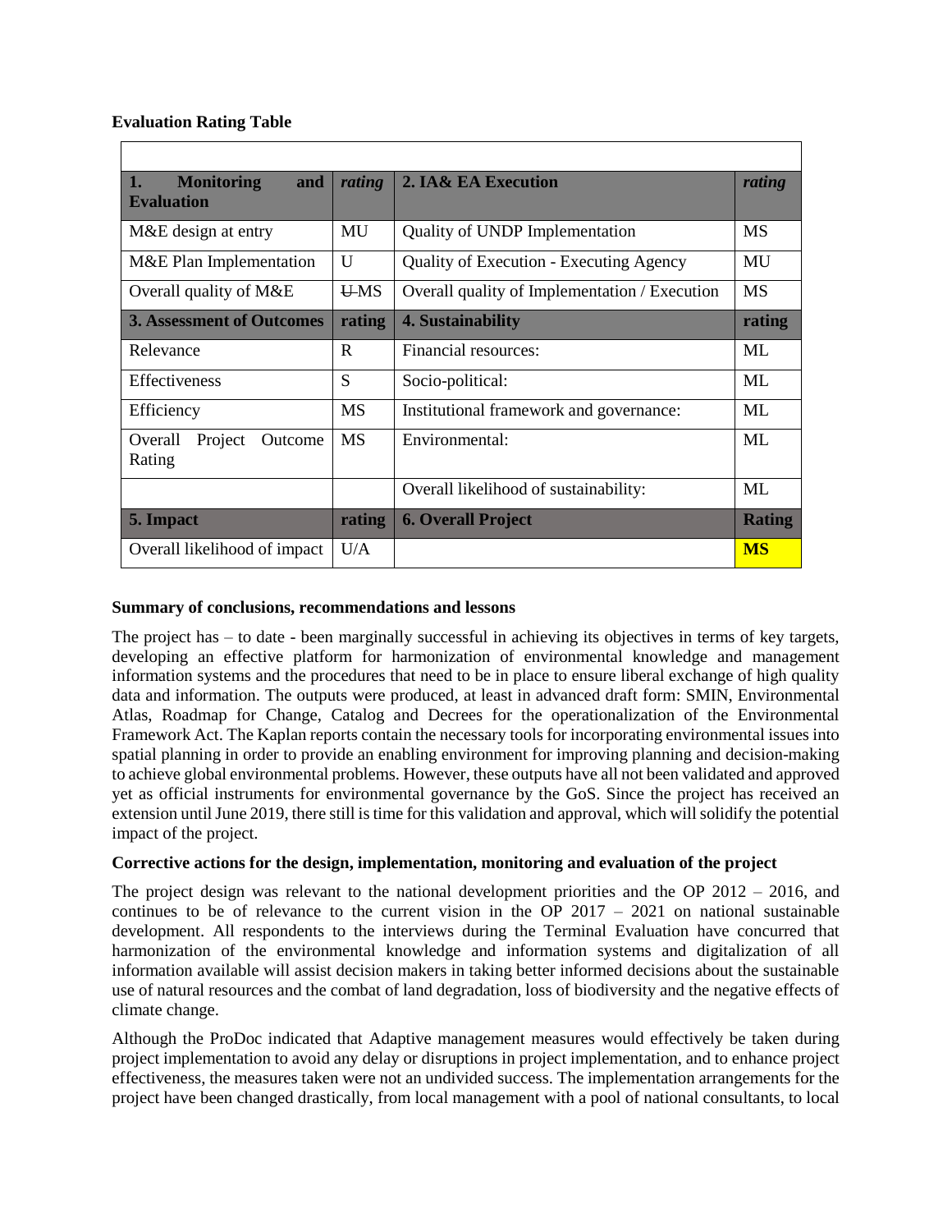**Evaluation Rating Table**

| **1. Monitoring and Evaluation** | *rating* | **2. IA& EA Execution** | *rating* |
|---|---|---|---|
| M&E design at entry | MU | Quality of UNDP Implementation | MS |
| M&E Plan Implementation | U | Quality of Execution - Executing Agency | MU |
| Overall quality of M&E | ~~U~~ MS | Overall quality of Implementation / Execution | MS |
| **3. Assessment of Outcomes** | **rating** | **4. Sustainability** | **rating** |
| Relevance | R | Financial resources: | ML |
| Effectiveness | S | Socio-political: | ML |
| Efficiency | MS | Institutional framework and governance: | ML |
| Overall Project Outcome Rating | MS | Environmental: | ML |
| | | Overall likelihood of sustainability: | ML |
| **5. Impact** | **rating** | **6. Overall Project** | **Rating** |
| Overall likelihood of impact | U/A | | **MS** |

**Summary of conclusions, recommendations and lessons**

The project has – to date - been marginally successful in achieving its objectives in terms of key targets, developing an effective platform for harmonization of environmental knowledge and management information systems and the procedures that need to be in place to ensure liberal exchange of high quality data and information. The outputs were produced, at least in advanced draft form: SMIN, Environmental Atlas, Roadmap for Change, Catalog and Decrees for the operationalization of the Environmental Framework Act. The Kaplan reports contain the necessary tools for incorporating environmental issues into spatial planning in order to provide an enabling environment for improving planning and decision-making to achieve global environmental problems. However, these outputs have all not been validated and approved yet as official instruments for environmental governance by the GoS. Since the project has received an extension until June 2019, there still is time for this validation and approval, which will solidify the potential impact of the project.

**Corrective actions for the design, implementation, monitoring and evaluation of the project**

The project design was relevant to the national development priorities and the OP 2012 – 2016, and continues to be of relevance to the current vision in the OP 2017 – 2021 on national sustainable development. All respondents to the interviews during the Terminal Evaluation have concurred that harmonization of the environmental knowledge and information systems and digitalization of all information available will assist decision makers in taking better informed decisions about the sustainable use of natural resources and the combat of land degradation, loss of biodiversity and the negative effects of climate change.

Although the ProDoc indicated that Adaptive management measures would effectively be taken during project implementation to avoid any delay or disruptions in project implementation, and to enhance project effectiveness, the measures taken were not an undivided success. The implementation arrangements for the project have been changed drastically, from local management with a pool of national consultants, to local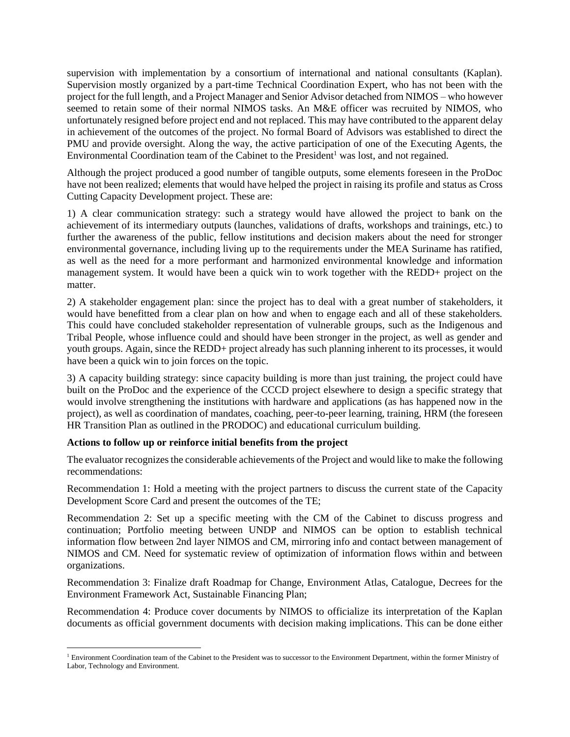supervision with implementation by a consortium of international and national consultants (Kaplan). Supervision mostly organized by a part-time Technical Coordination Expert, who has not been with the project for the full length, and a Project Manager and Senior Advisor detached from NIMOS – who however seemed to retain some of their normal NIMOS tasks. An M&E officer was recruited by NIMOS, who unfortunately resigned before project end and not replaced. This may have contributed to the apparent delay in achievement of the outcomes of the project. No formal Board of Advisors was established to direct the PMU and provide oversight. Along the way, the active participation of one of the Executing Agents, the Environmental Coordination team of the Cabinet to the President[1] was lost, and not regained.

Although the project produced a good number of tangible outputs, some elements foreseen in the ProDoc have not been realized; elements that would have helped the project in raising its profile and status as Cross Cutting Capacity Development project. These are:

1) A clear communication strategy: such a strategy would have allowed the project to bank on the achievement of its intermediary outputs (launches, validations of drafts, workshops and trainings, etc.) to further the awareness of the public, fellow institutions and decision makers about the need for stronger environmental governance, including living up to the requirements under the MEA Suriname has ratified, as well as the need for a more performant and harmonized environmental knowledge and information management system. It would have been a quick win to work together with the REDD+ project on the matter.

2) A stakeholder engagement plan: since the project has to deal with a great number of stakeholders, it would have benefitted from a clear plan on how and when to engage each and all of these stakeholders. This could have concluded stakeholder representation of vulnerable groups, such as the Indigenous and Tribal People, whose influence could and should have been stronger in the project, as well as gender and youth groups. Again, since the REDD+ project already has such planning inherent to its processes, it would have been a quick win to join forces on the topic.

3) A capacity building strategy: since capacity building is more than just training, the project could have built on the ProDoc and the experience of the CCCD project elsewhere to design a specific strategy that would involve strengthening the institutions with hardware and applications (as has happened now in the project), as well as coordination of mandates, coaching, peer-to-peer learning, training, HRM (the foreseen HR Transition Plan as outlined in the PRODOC) and educational curriculum building.

**Actions to follow up or reinforce initial benefits from the project**

The evaluator recognizes the considerable achievements of the Project and would like to make the following recommendations:

Recommendation 1: Hold a meeting with the project partners to discuss the current state of the Capacity Development Score Card and present the outcomes of the TE;

Recommendation 2: Set up a specific meeting with the CM of the Cabinet to discuss progress and continuation; Portfolio meeting between UNDP and NIMOS can be option to establish technical information flow between 2nd layer NIMOS and CM, mirroring info and contact between management of NIMOS and CM. Need for systematic review of optimization of information flows within and between organizations.

Recommendation 3: Finalize draft Roadmap for Change, Environment Atlas, Catalogue, Decrees for the Environment Framework Act, Sustainable Financing Plan;

Recommendation 4: Produce cover documents by NIMOS to officialize its interpretation of the Kaplan documents as official government documents with decision making implications. This can be done either

[1] Environment Coordination team of the Cabinet to the President was to successor to the Environment Department, within the former Ministry of Labor, Technology and Environment.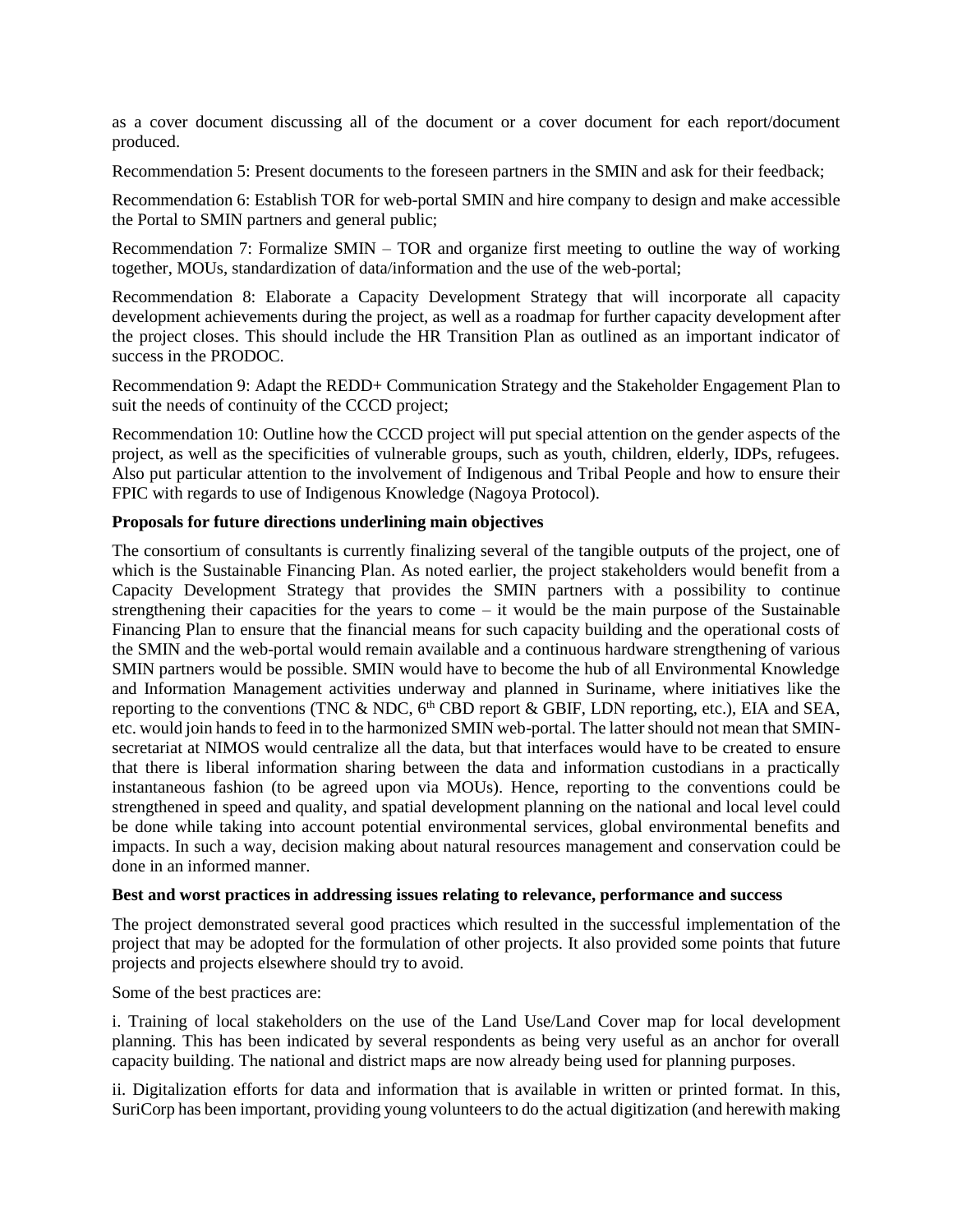as a cover document discussing all of the document or a cover document for each report/document produced.

Recommendation 5: Present documents to the foreseen partners in the SMIN and ask for their feedback;

Recommendation 6: Establish TOR for web-portal SMIN and hire company to design and make accessible the Portal to SMIN partners and general public;

Recommendation 7: Formalize SMIN – TOR and organize first meeting to outline the way of working together, MOUs, standardization of data/information and the use of the web-portal;

Recommendation 8: Elaborate a Capacity Development Strategy that will incorporate all capacity development achievements during the project, as well as a roadmap for further capacity development after the project closes. This should include the HR Transition Plan as outlined as an important indicator of success in the PRODOC.

Recommendation 9: Adapt the REDD+ Communication Strategy and the Stakeholder Engagement Plan to suit the needs of continuity of the CCCD project;

Recommendation 10: Outline how the CCCD project will put special attention on the gender aspects of the project, as well as the specificities of vulnerable groups, such as youth, children, elderly, IDPs, refugees. Also put particular attention to the involvement of Indigenous and Tribal People and how to ensure their FPIC with regards to use of Indigenous Knowledge (Nagoya Protocol).

**Proposals for future directions underlining main objectives**

The consortium of consultants is currently finalizing several of the tangible outputs of the project, one of which is the Sustainable Financing Plan. As noted earlier, the project stakeholders would benefit from a Capacity Development Strategy that provides the SMIN partners with a possibility to continue strengthening their capacities for the years to come – it would be the main purpose of the Sustainable Financing Plan to ensure that the financial means for such capacity building and the operational costs of the SMIN and the web-portal would remain available and a continuous hardware strengthening of various SMIN partners would be possible. SMIN would have to become the hub of all Environmental Knowledge and Information Management activities underway and planned in Suriname, where initiatives like the reporting to the conventions (TNC & NDC, 6th CBD report & GBIF, LDN reporting, etc.), EIA and SEA, etc. would join hands to feed in to the harmonized SMIN web-portal. The latter should not mean that SMIN-secretariat at NIMOS would centralize all the data, but that interfaces would have to be created to ensure that there is liberal information sharing between the data and information custodians in a practically instantaneous fashion (to be agreed upon via MOUs). Hence, reporting to the conventions could be strengthened in speed and quality, and spatial development planning on the national and local level could be done while taking into account potential environmental services, global environmental benefits and impacts. In such a way, decision making about natural resources management and conservation could be done in an informed manner.

**Best and worst practices in addressing issues relating to relevance, performance and success**

The project demonstrated several good practices which resulted in the successful implementation of the project that may be adopted for the formulation of other projects. It also provided some points that future projects and projects elsewhere should try to avoid.

Some of the best practices are:

i. Training of local stakeholders on the use of the Land Use/Land Cover map for local development planning. This has been indicated by several respondents as being very useful as an anchor for overall capacity building. The national and district maps are now already being used for planning purposes.

ii. Digitalization efforts for data and information that is available in written or printed format. In this, SuriCorp has been important, providing young volunteers to do the actual digitization (and herewith making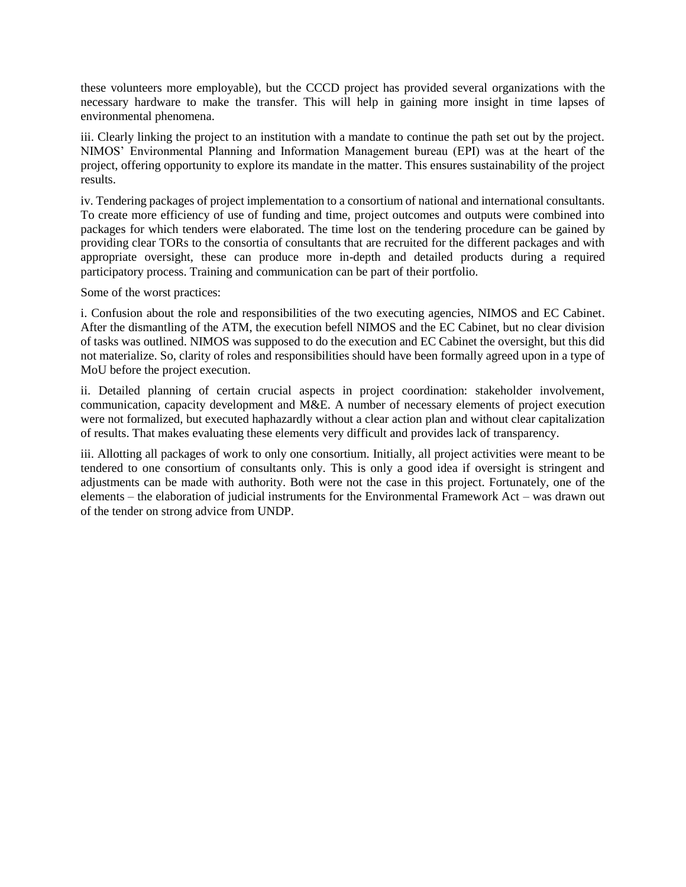these volunteers more employable), but the CCCD project has provided several organizations with the necessary hardware to make the transfer. This will help in gaining more insight in time lapses of environmental phenomena.

iii. Clearly linking the project to an institution with a mandate to continue the path set out by the project. NIMOS' Environmental Planning and Information Management bureau (EPI) was at the heart of the project, offering opportunity to explore its mandate in the matter. This ensures sustainability of the project results.

iv. Tendering packages of project implementation to a consortium of national and international consultants. To create more efficiency of use of funding and time, project outcomes and outputs were combined into packages for which tenders were elaborated. The time lost on the tendering procedure can be gained by providing clear TORs to the consortia of consultants that are recruited for the different packages and with appropriate oversight, these can produce more in-depth and detailed products during a required participatory process. Training and communication can be part of their portfolio.

Some of the worst practices:

i. Confusion about the role and responsibilities of the two executing agencies, NIMOS and EC Cabinet. After the dismantling of the ATM, the execution befell NIMOS and the EC Cabinet, but no clear division of tasks was outlined. NIMOS was supposed to do the execution and EC Cabinet the oversight, but this did not materialize. So, clarity of roles and responsibilities should have been formally agreed upon in a type of MoU before the project execution.

ii. Detailed planning of certain crucial aspects in project coordination: stakeholder involvement, communication, capacity development and M&E. A number of necessary elements of project execution were not formalized, but executed haphazardly without a clear action plan and without clear capitalization of results. That makes evaluating these elements very difficult and provides lack of transparency.

iii. Allotting all packages of work to only one consortium. Initially, all project activities were meant to be tendered to one consortium of consultants only. This is only a good idea if oversight is stringent and adjustments can be made with authority. Both were not the case in this project. Fortunately, one of the elements – the elaboration of judicial instruments for the Environmental Framework Act – was drawn out of the tender on strong advice from UNDP.